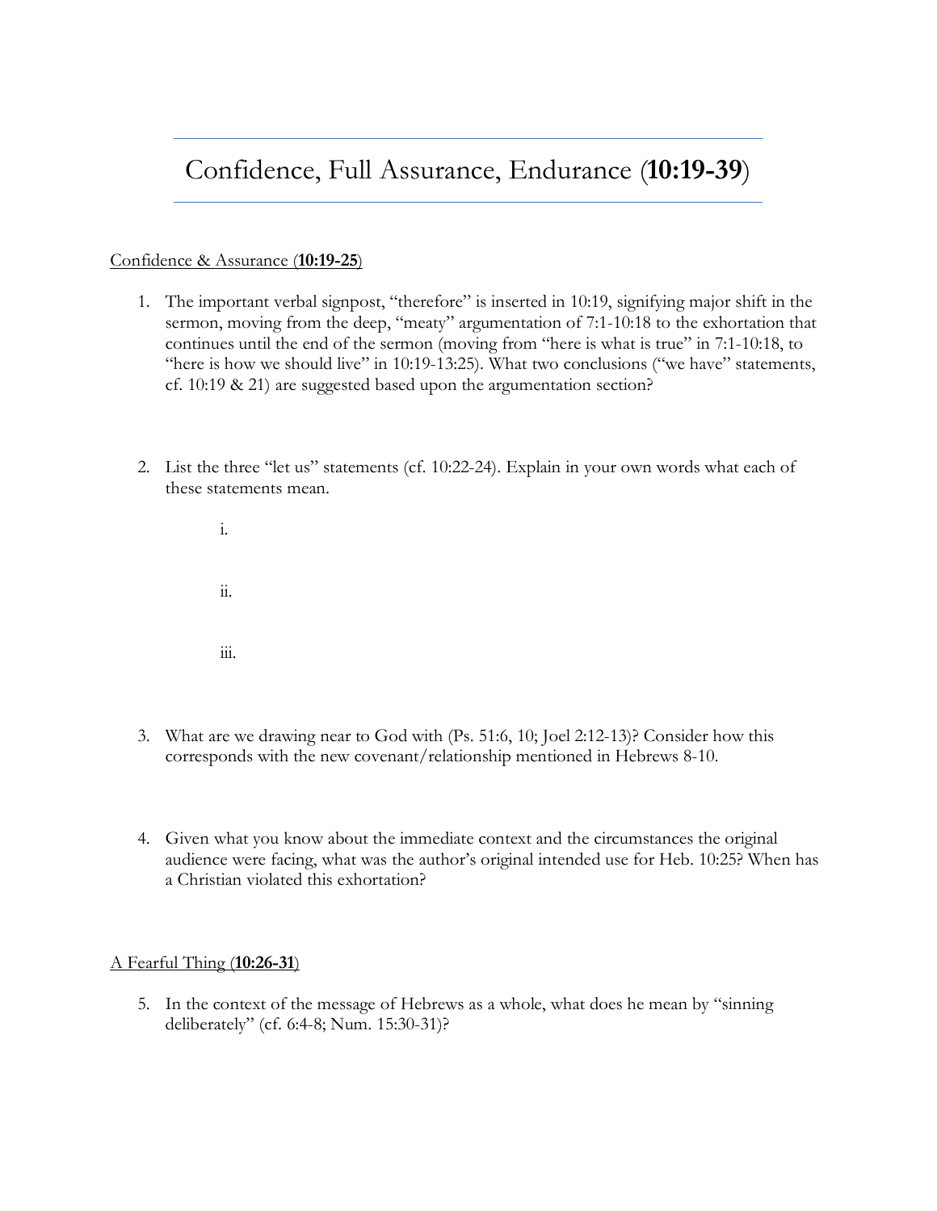# Confidence, Full Assurance, Endurance (**10:19-39**)

<u>Confidence & Assurance (**10:19-25**)</u>

1. The important verbal signpost, "therefore" is inserted in 10:19, signifying major shift in the sermon, moving from the deep, "meaty" argumentation of 7:1-10:18 to the exhortation that continues until the end of the sermon (moving from "here is what is true" in 7:1-10:18, to "here is how we should live" in 10:19-13:25). What two conclusions ("we have" statements, cf. 10:19 & 21) are suggested based upon the argumentation section?

2. List the three "let us" statements (cf. 10:22-24). Explain in your own words what each of these statements mean.

   i.

   ii.

   iii.

3. What are we drawing near to God with (Ps. 51:6, 10; Joel 2:12-13)? Consider how this corresponds with the new covenant/relationship mentioned in Hebrews 8-10.

4. Given what you know about the immediate context and the circumstances the original audience were facing, what was the author's original intended use for Heb. 10:25? When has a Christian violated this exhortation?

<u>A Fearful Thing (**10:26-31**)</u>

5. In the context of the message of Hebrews as a whole, what does he mean by "sinning deliberately" (cf. 6:4-8; Num. 15:30-31)?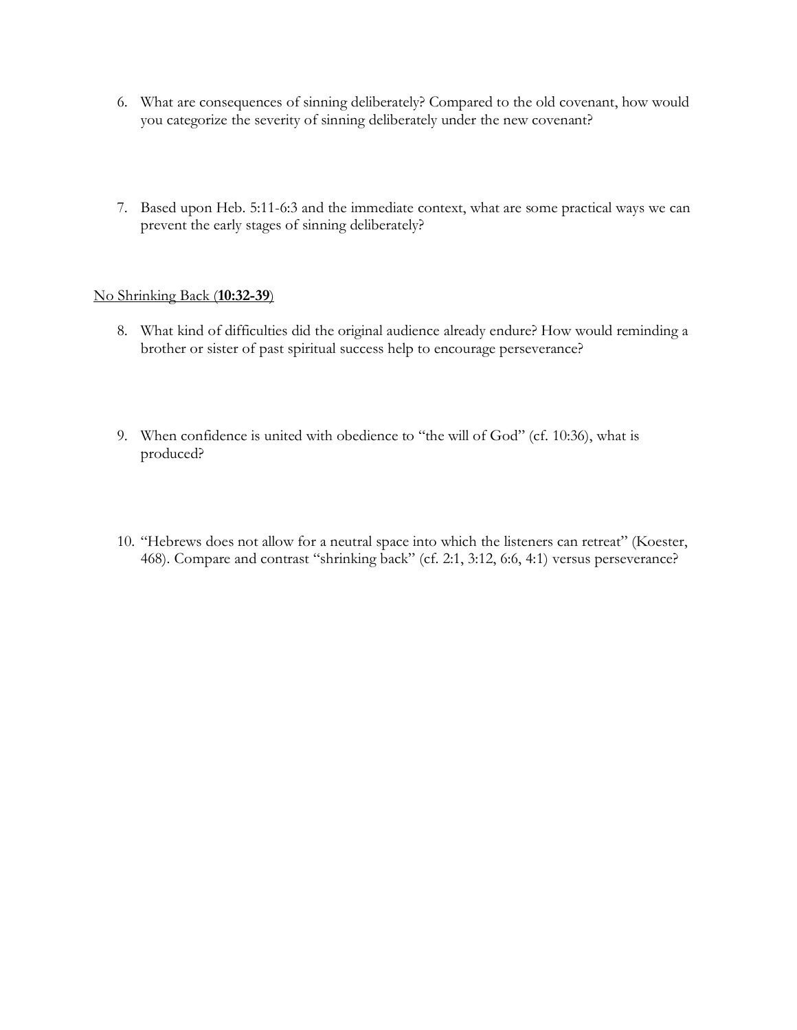6. What are consequences of sinning deliberately? Compared to the old covenant, how would you categorize the severity of sinning deliberately under the new covenant?

7. Based upon Heb. 5:11-6:3 and the immediate context, what are some practical ways we can prevent the early stages of sinning deliberately?

<u>No Shrinking Back (**10:32-39**)</u>

8. What kind of difficulties did the original audience already endure? How would reminding a brother or sister of past spiritual success help to encourage perseverance?

9. When confidence is united with obedience to "the will of God" (cf. 10:36), what is produced?

10. "Hebrews does not allow for a neutral space into which the listeners can retreat" (Koester, 468). Compare and contrast "shrinking back" (cf. 2:1, 3:12, 6:6, 4:1) versus perseverance?